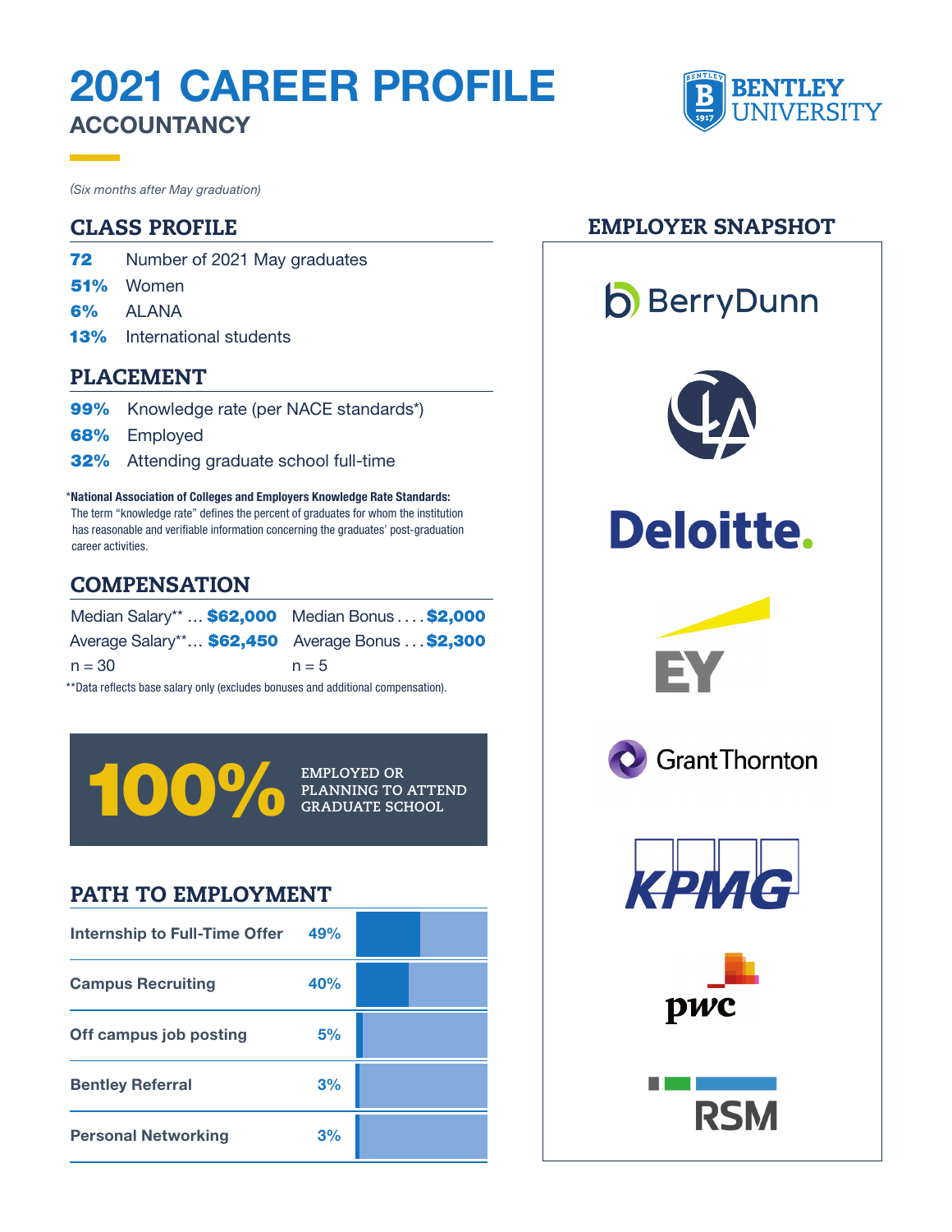# 2021 CAREER PROFILE
## ACCOUNTANCY

BENTLEY UNIVERSITY

*(Six months after May graduation)*

## CLASS PROFILE

**72** Number of 2021 May graduates
**51%** Women
**6%** ALANA
**13%** International students

## PLACEMENT

**99%** Knowledge rate (per NACE standards*)
**68%** Employed
**32%** Attending graduate school full-time

***National Association of Colleges and Employers Knowledge Rate Standards:**
The term "knowledge rate" defines the percent of graduates for whom the institution has reasonable and verifiable information concerning the graduates' post-graduation career activities.

## COMPENSATION

| | | | |
|---|---|---|---|
| Median Salary** | **$62,000** | Median Bonus | **$2,000** |
| Average Salary** | **$62,450** | Average Bonus | **$2,300** |
| n = 30 | | n = 5 | |

**Data reflects base salary only (excludes bonuses and additional compensation).

**100%** EMPLOYED OR PLANNING TO ATTEND GRADUATE SCHOOL

## PATH TO EMPLOYMENT

| Path | % |
|---|---|
| Internship to Full-Time Offer | 49% |
| Campus Recruiting | 40% |
| Off campus job posting | 5% |
| Bentley Referral | 3% |
| Personal Networking | 3% |

## EMPLOYER SNAPSHOT

- BerryDunn
- CLA
- Deloitte
- EY
- Grant Thornton
- KPMG
- PwC
- RSM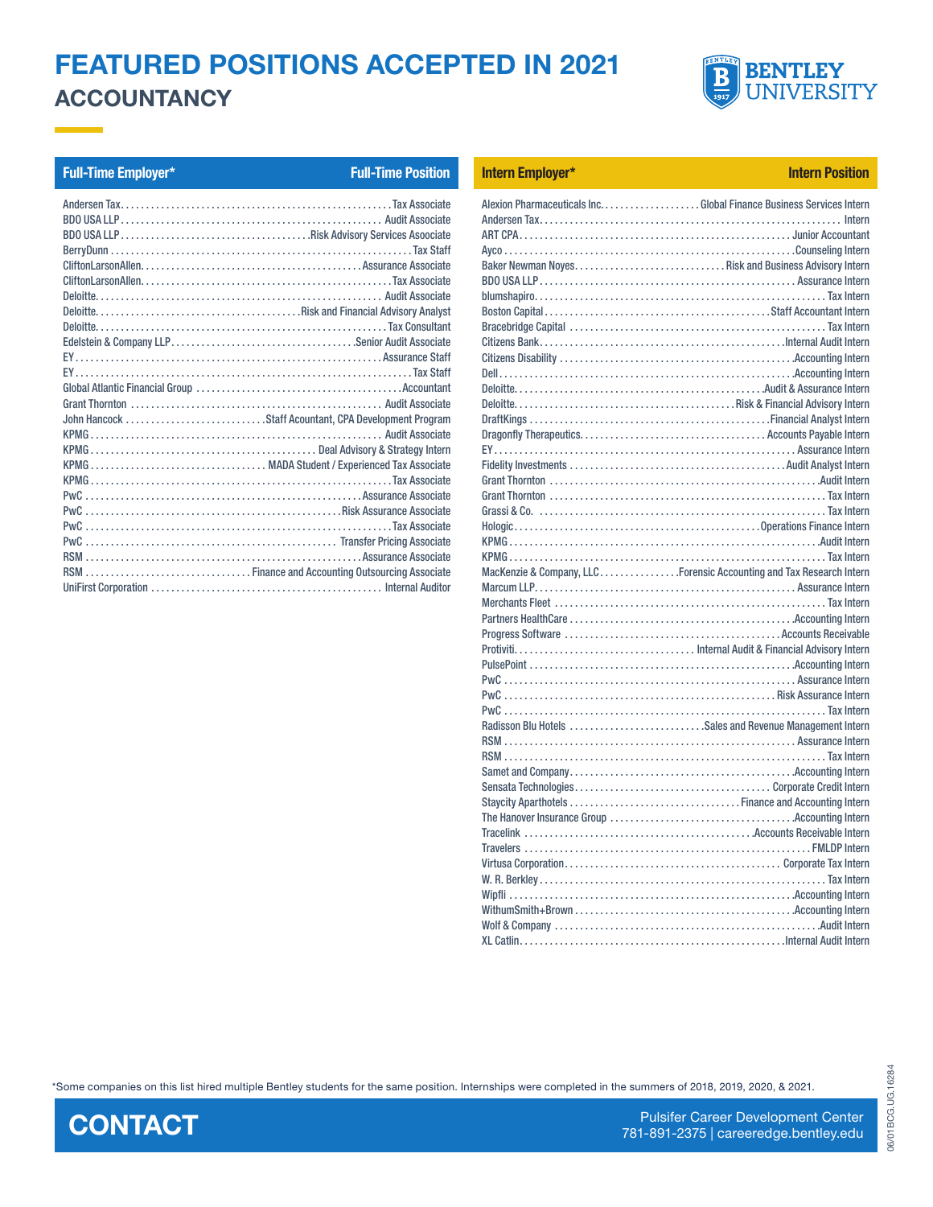# FEATURED POSITIONS ACCEPTED IN 2021

## ACCOUNTANCY

| Full-Time Employer* | Full-Time Position |
|---|---|
| Andersen Tax | Tax Associate |
| BDO USA LLP | Audit Associate |
| BDO USA LLP | Risk Advisory Services Associate |
| BerryDunn | Tax Staff |
| CliftonLarsonAllen | Assurance Associate |
| CliftonLarsonAllen | Tax Associate |
| Deloitte | Audit Associate |
| Deloitte | Risk and Financial Advisory Analyst |
| Deloitte | Tax Consultant |
| Edelstein & Company LLP | Senior Audit Associate |
| EY | Assurance Staff |
| EY | Tax Staff |
| Global Atlantic Financial Group | Accountant |
| Grant Thornton | Audit Associate |
| John Hancock | Staff Acountant, CPA Development Program |
| KPMG | Audit Associate |
| KPMG | Deal Advisory & Strategy Intern |
| KPMG | MADA Student / Experienced Tax Associate |
| KPMG | Tax Associate |
| PwC | Assurance Associate |
| PwC | Risk Assurance Associate |
| PwC | Tax Associate |
| PwC | Transfer Pricing Associate |
| RSM | Assurance Associate |
| RSM | Finance and Accounting Outsourcing Associate |
| UniFirst Corporation | Internal Auditor |

| Intern Employer* | Intern Position |
|---|---|
| Alexion Pharmaceuticals Inc. | Global Finance Business Services Intern |
| Andersen Tax | Intern |
| ART CPA | Junior Accountant |
| Ayco | Counseling Intern |
| Baker Newman Noyes | Risk and Business Advisory Intern |
| BDO USA LLP | Assurance Intern |
| blumshapiro | Tax Intern |
| Boston Capital | Staff Accountant Intern |
| Bracebridge Capital | Tax Intern |
| Citizens Bank | Internal Audit Intern |
| Citizens Disability | Accounting Intern |
| Dell | Accounting Intern |
| Deloitte | Audit & Assurance Intern |
| Deloitte | Risk & Financial Advisory Intern |
| DraftKings | Financial Analyst Intern |
| Dragonfly Therapeutics | Accounts Payable Intern |
| EY | Assurance Intern |
| Fidelity Investments | Audit Analyst Intern |
| Grant Thornton | Audit Intern |
| Grant Thornton | Tax Intern |
| Grassi & Co. | Tax Intern |
| Hologic | Operations Finance Intern |
| KPMG | Audit Intern |
| KPMG | Tax Intern |
| MacKenzie & Company, LLC | Forensic Accounting and Tax Research Intern |
| Marcum LLP | Assurance Intern |
| Merchants Fleet | Tax Intern |
| Partners HealthCare | Accounting Intern |
| Progress Software | Accounts Receivable |
| Protiviti | Internal Audit & Financial Advisory Intern |
| PulsePoint | Accounting Intern |
| PwC | Assurance Intern |
| PwC | Risk Assurance Intern |
| PwC | Tax Intern |
| Radisson Blu Hotels | Sales and Revenue Management Intern |
| RSM | Assurance Intern |
| RSM | Tax Intern |
| Samet and Company | Accounting Intern |
| Sensata Technologies | Corporate Credit Intern |
| Staycity Aparthotels | Finance and Accounting Intern |
| The Hanover Insurance Group | Accounting Intern |
| Tracelink | Accounts Receivable Intern |
| Travelers | FMLDP Intern |
| Virtusa Corporation | Corporate Tax Intern |
| W. R. Berkley | Tax Intern |
| Wipfli | Accounting Intern |
| WithumSmith+Brown | Accounting Intern |
| Wolf & Company | Audit Intern |
| XL Catlin | Internal Audit Intern |

*Some companies on this list hired multiple Bentley students for the same position. Internships were completed in the summers of 2018, 2019, 2020, & 2021.

## CONTACT

Pulsifer Career Development Center
781-891-2375 | careeredge.bentley.edu

06/01BCG.UG.16284